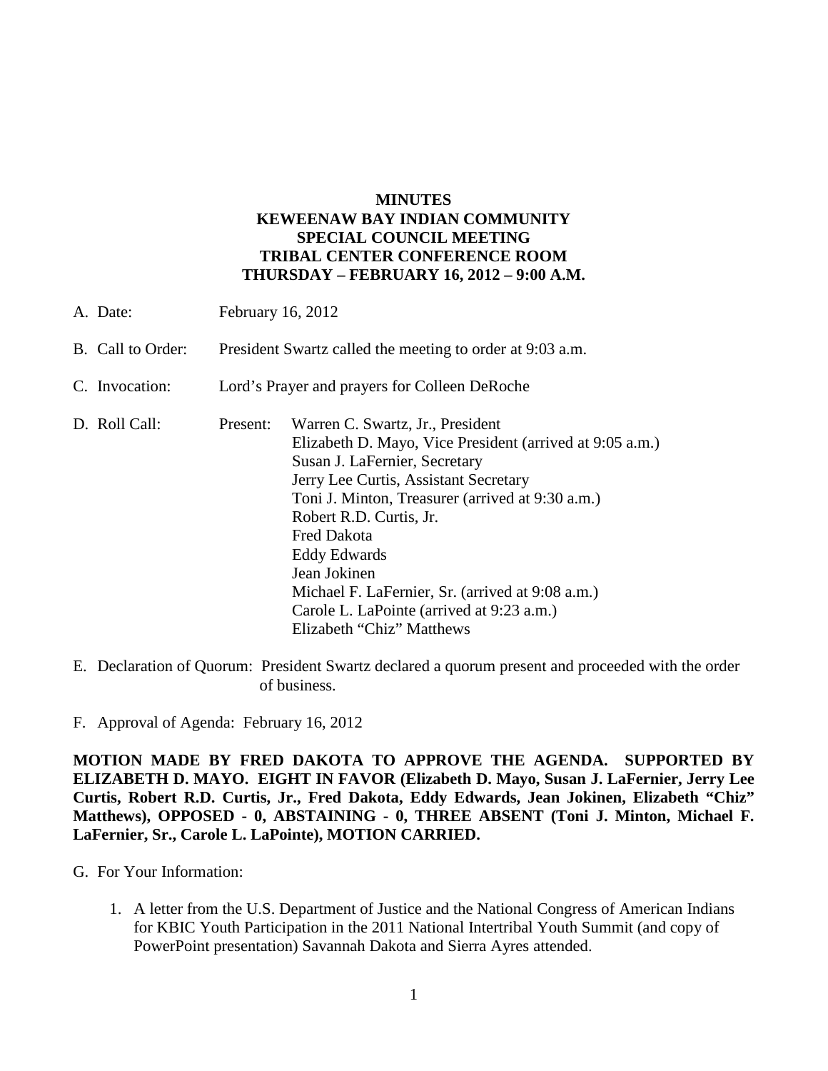# MINUTES
# KEWEENAW BAY INDIAN COMMUNITY
# SPECIAL COUNCIL MEETING
# TRIBAL CENTER CONFERENCE ROOM
# THURSDAY – FEBRUARY 16, 2012 – 9:00 A.M.

A. Date: February 16, 2012

B. Call to Order: President Swartz called the meeting to order at 9:03 a.m.

C. Invocation: Lord's Prayer and prayers for Colleen DeRoche

D. Roll Call: Present:
- Warren C. Swartz, Jr., President
- Elizabeth D. Mayo, Vice President (arrived at 9:05 a.m.)
- Susan J. LaFernier, Secretary
- Jerry Lee Curtis, Assistant Secretary
- Toni J. Minton, Treasurer (arrived at 9:30 a.m.)
- Robert R.D. Curtis, Jr.
- Fred Dakota
- Eddy Edwards
- Jean Jokinen
- Michael F. LaFernier, Sr. (arrived at 9:08 a.m.)
- Carole L. LaPointe (arrived at 9:23 a.m.)
- Elizabeth "Chiz" Matthews

E. Declaration of Quorum: President Swartz declared a quorum present and proceeded with the order of business.

F. Approval of Agenda: February 16, 2012

**MOTION MADE BY FRED DAKOTA TO APPROVE THE AGENDA. SUPPORTED BY ELIZABETH D. MAYO. EIGHT IN FAVOR (Elizabeth D. Mayo, Susan J. LaFernier, Jerry Lee Curtis, Robert R.D. Curtis, Jr., Fred Dakota, Eddy Edwards, Jean Jokinen, Elizabeth "Chiz" Matthews), OPPOSED - 0, ABSTAINING - 0, THREE ABSENT (Toni J. Minton, Michael F. LaFernier, Sr., Carole L. LaPointe), MOTION CARRIED.**

G. For Your Information:

1. A letter from the U.S. Department of Justice and the National Congress of American Indians for KBIC Youth Participation in the 2011 National Intertribal Youth Summit (and copy of PowerPoint presentation) Savannah Dakota and Sierra Ayres attended.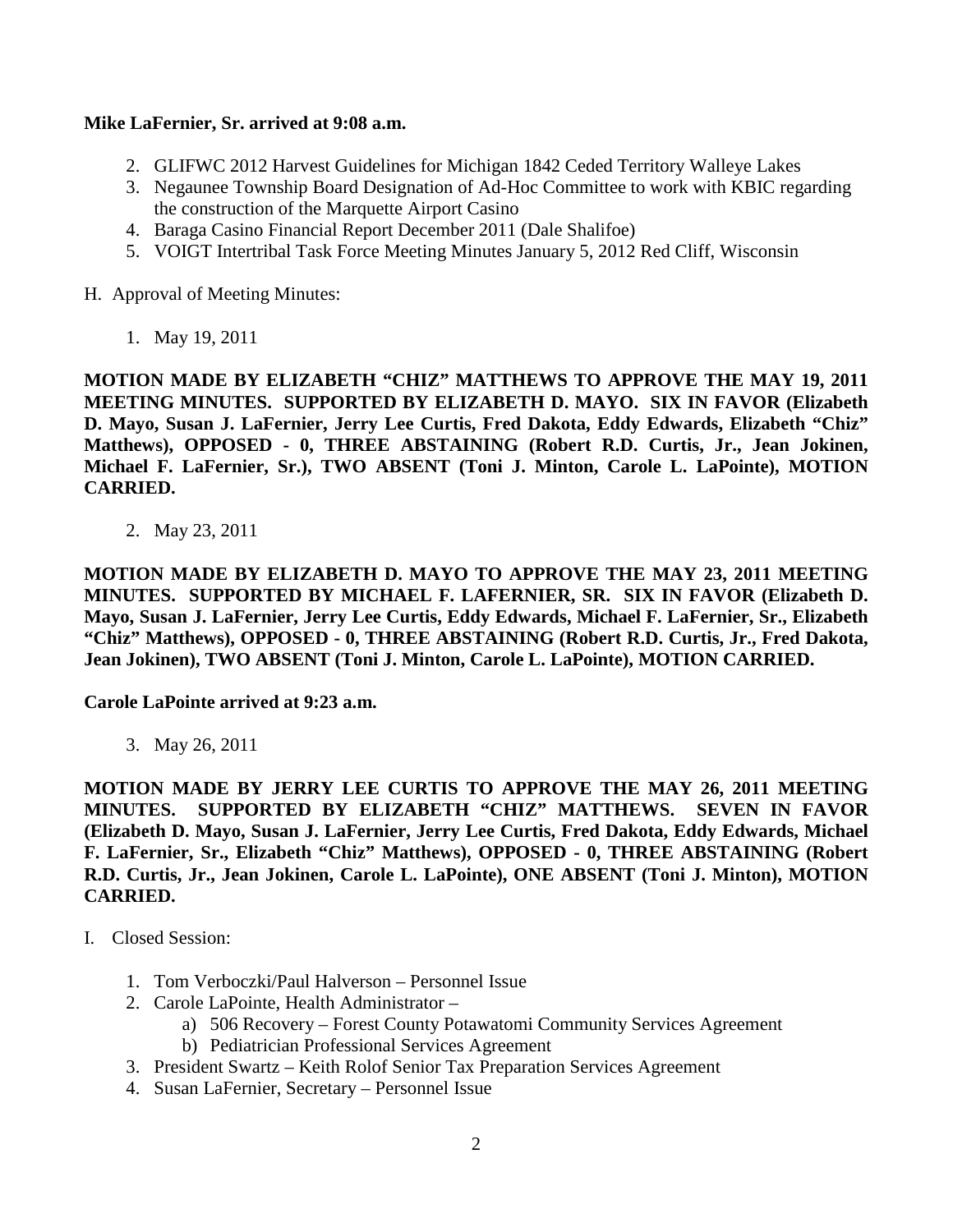**Mike LaFernier, Sr. arrived at 9:08 a.m.**

2. GLIFWC 2012 Harvest Guidelines for Michigan 1842 Ceded Territory Walleye Lakes
3. Negaunee Township Board Designation of Ad-Hoc Committee to work with KBIC regarding the construction of the Marquette Airport Casino
4. Baraga Casino Financial Report December 2011 (Dale Shalifoe)
5. VOIGT Intertribal Task Force Meeting Minutes January 5, 2012 Red Cliff, Wisconsin

H. Approval of Meeting Minutes:

1. May 19, 2011

**MOTION MADE BY ELIZABETH "CHIZ" MATTHEWS TO APPROVE THE MAY 19, 2011 MEETING MINUTES. SUPPORTED BY ELIZABETH D. MAYO. SIX IN FAVOR (Elizabeth D. Mayo, Susan J. LaFernier, Jerry Lee Curtis, Fred Dakota, Eddy Edwards, Elizabeth "Chiz" Matthews), OPPOSED - 0, THREE ABSTAINING (Robert R.D. Curtis, Jr., Jean Jokinen, Michael F. LaFernier, Sr.), TWO ABSENT (Toni J. Minton, Carole L. LaPointe), MOTION CARRIED.**

2. May 23, 2011

**MOTION MADE BY ELIZABETH D. MAYO TO APPROVE THE MAY 23, 2011 MEETING MINUTES. SUPPORTED BY MICHAEL F. LAFERNIER, SR. SIX IN FAVOR (Elizabeth D. Mayo, Susan J. LaFernier, Jerry Lee Curtis, Eddy Edwards, Michael F. LaFernier, Sr., Elizabeth "Chiz" Matthews), OPPOSED - 0, THREE ABSTAINING (Robert R.D. Curtis, Jr., Fred Dakota, Jean Jokinen), TWO ABSENT (Toni J. Minton, Carole L. LaPointe), MOTION CARRIED.**

**Carole LaPointe arrived at 9:23 a.m.**

3. May 26, 2011

**MOTION MADE BY JERRY LEE CURTIS TO APPROVE THE MAY 26, 2011 MEETING MINUTES. SUPPORTED BY ELIZABETH "CHIZ" MATTHEWS. SEVEN IN FAVOR (Elizabeth D. Mayo, Susan J. LaFernier, Jerry Lee Curtis, Fred Dakota, Eddy Edwards, Michael F. LaFernier, Sr., Elizabeth "Chiz" Matthews), OPPOSED - 0, THREE ABSTAINING (Robert R.D. Curtis, Jr., Jean Jokinen, Carole L. LaPointe), ONE ABSENT (Toni J. Minton), MOTION CARRIED.**

I. Closed Session:

1. Tom Verboczki/Paul Halverson – Personnel Issue
2. Carole LaPointe, Health Administrator –
   a) 506 Recovery – Forest County Potawatomi Community Services Agreement
   b) Pediatrician Professional Services Agreement
3. President Swartz – Keith Rolof Senior Tax Preparation Services Agreement
4. Susan LaFernier, Secretary – Personnel Issue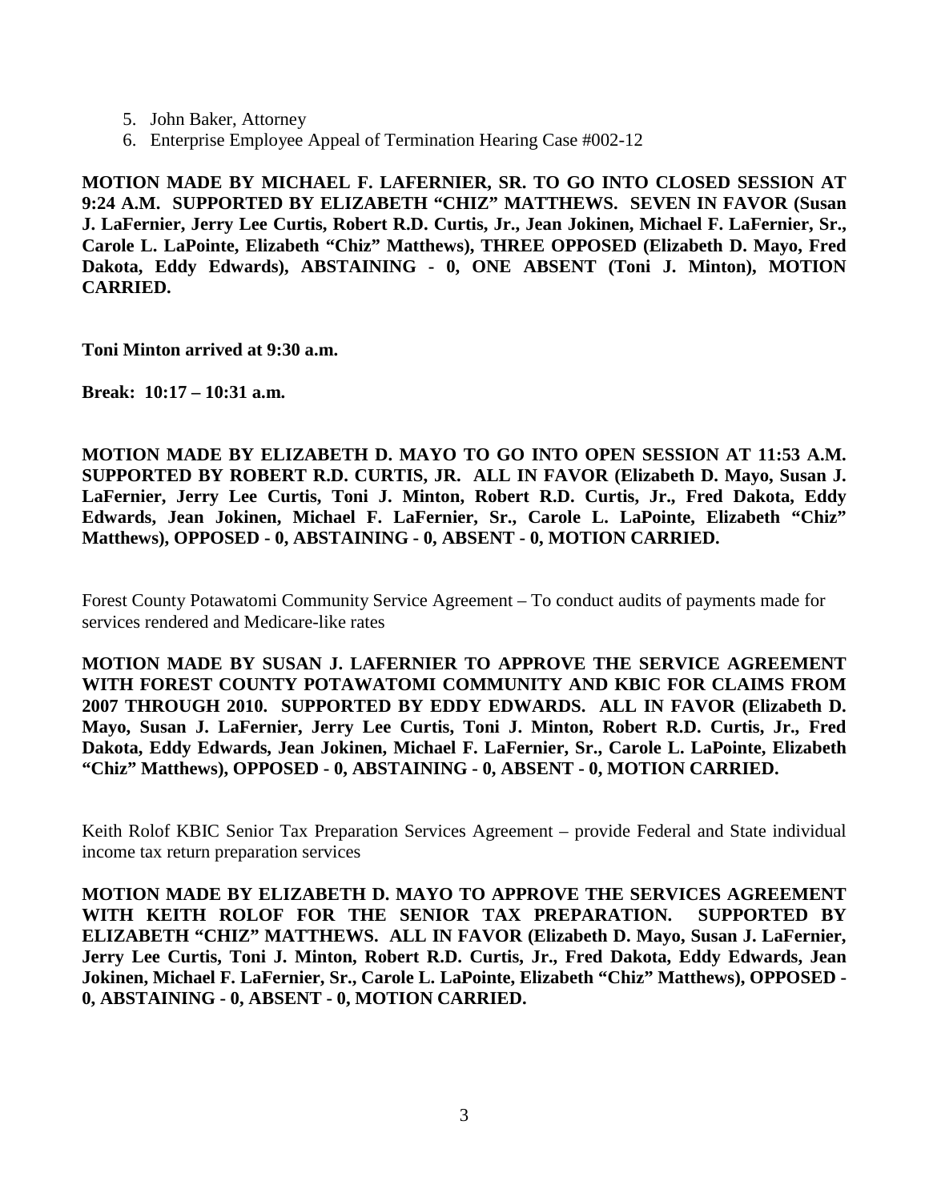5. John Baker, Attorney
6. Enterprise Employee Appeal of Termination Hearing Case #002-12

**MOTION MADE BY MICHAEL F. LAFERNIER, SR. TO GO INTO CLOSED SESSION AT 9:24 A.M. SUPPORTED BY ELIZABETH "CHIZ" MATTHEWS. SEVEN IN FAVOR (Susan J. LaFernier, Jerry Lee Curtis, Robert R.D. Curtis, Jr., Jean Jokinen, Michael F. LaFernier, Sr., Carole L. LaPointe, Elizabeth "Chiz" Matthews), THREE OPPOSED (Elizabeth D. Mayo, Fred Dakota, Eddy Edwards), ABSTAINING - 0, ONE ABSENT (Toni J. Minton), MOTION CARRIED.**

**Toni Minton arrived at 9:30 a.m.**

**Break: 10:17 – 10:31 a.m.**

**MOTION MADE BY ELIZABETH D. MAYO TO GO INTO OPEN SESSION AT 11:53 A.M. SUPPORTED BY ROBERT R.D. CURTIS, JR. ALL IN FAVOR (Elizabeth D. Mayo, Susan J. LaFernier, Jerry Lee Curtis, Toni J. Minton, Robert R.D. Curtis, Jr., Fred Dakota, Eddy Edwards, Jean Jokinen, Michael F. LaFernier, Sr., Carole L. LaPointe, Elizabeth "Chiz" Matthews), OPPOSED - 0, ABSTAINING - 0, ABSENT - 0, MOTION CARRIED.**

Forest County Potawatomi Community Service Agreement – To conduct audits of payments made for services rendered and Medicare-like rates

**MOTION MADE BY SUSAN J. LAFERNIER TO APPROVE THE SERVICE AGREEMENT WITH FOREST COUNTY POTAWATOMI COMMUNITY AND KBIC FOR CLAIMS FROM 2007 THROUGH 2010. SUPPORTED BY EDDY EDWARDS. ALL IN FAVOR (Elizabeth D. Mayo, Susan J. LaFernier, Jerry Lee Curtis, Toni J. Minton, Robert R.D. Curtis, Jr., Fred Dakota, Eddy Edwards, Jean Jokinen, Michael F. LaFernier, Sr., Carole L. LaPointe, Elizabeth "Chiz" Matthews), OPPOSED - 0, ABSTAINING - 0, ABSENT - 0, MOTION CARRIED.**

Keith Rolof KBIC Senior Tax Preparation Services Agreement – provide Federal and State individual income tax return preparation services

**MOTION MADE BY ELIZABETH D. MAYO TO APPROVE THE SERVICES AGREEMENT WITH KEITH ROLOF FOR THE SENIOR TAX PREPARATION. SUPPORTED BY ELIZABETH "CHIZ" MATTHEWS. ALL IN FAVOR (Elizabeth D. Mayo, Susan J. LaFernier, Jerry Lee Curtis, Toni J. Minton, Robert R.D. Curtis, Jr., Fred Dakota, Eddy Edwards, Jean Jokinen, Michael F. LaFernier, Sr., Carole L. LaPointe, Elizabeth "Chiz" Matthews), OPPOSED - 0, ABSTAINING - 0, ABSENT - 0, MOTION CARRIED.**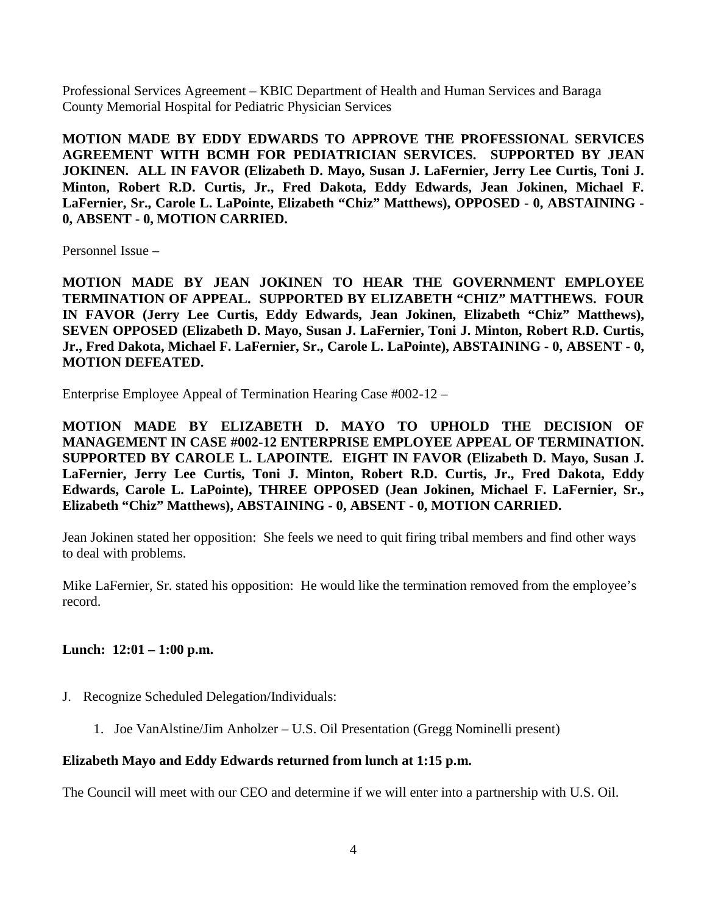Professional Services Agreement – KBIC Department of Health and Human Services and Baraga County Memorial Hospital for Pediatric Physician Services

**MOTION MADE BY EDDY EDWARDS TO APPROVE THE PROFESSIONAL SERVICES AGREEMENT WITH BCMH FOR PEDIATRICIAN SERVICES. SUPPORTED BY JEAN JOKINEN. ALL IN FAVOR (Elizabeth D. Mayo, Susan J. LaFernier, Jerry Lee Curtis, Toni J. Minton, Robert R.D. Curtis, Jr., Fred Dakota, Eddy Edwards, Jean Jokinen, Michael F. LaFernier, Sr., Carole L. LaPointe, Elizabeth "Chiz" Matthews), OPPOSED - 0, ABSTAINING - 0, ABSENT - 0, MOTION CARRIED.**

Personnel Issue –

**MOTION MADE BY JEAN JOKINEN TO HEAR THE GOVERNMENT EMPLOYEE TERMINATION OF APPEAL. SUPPORTED BY ELIZABETH "CHIZ" MATTHEWS. FOUR IN FAVOR (Jerry Lee Curtis, Eddy Edwards, Jean Jokinen, Elizabeth "Chiz" Matthews), SEVEN OPPOSED (Elizabeth D. Mayo, Susan J. LaFernier, Toni J. Minton, Robert R.D. Curtis, Jr., Fred Dakota, Michael F. LaFernier, Sr., Carole L. LaPointe), ABSTAINING - 0, ABSENT - 0, MOTION DEFEATED.**

Enterprise Employee Appeal of Termination Hearing Case #002-12 –

**MOTION MADE BY ELIZABETH D. MAYO TO UPHOLD THE DECISION OF MANAGEMENT IN CASE #002-12 ENTERPRISE EMPLOYEE APPEAL OF TERMINATION. SUPPORTED BY CAROLE L. LAPOINTE. EIGHT IN FAVOR (Elizabeth D. Mayo, Susan J. LaFernier, Jerry Lee Curtis, Toni J. Minton, Robert R.D. Curtis, Jr., Fred Dakota, Eddy Edwards, Carole L. LaPointe), THREE OPPOSED (Jean Jokinen, Michael F. LaFernier, Sr., Elizabeth "Chiz" Matthews), ABSTAINING - 0, ABSENT - 0, MOTION CARRIED.**

Jean Jokinen stated her opposition: She feels we need to quit firing tribal members and find other ways to deal with problems.

Mike LaFernier, Sr. stated his opposition: He would like the termination removed from the employee's record.

**Lunch: 12:01 – 1:00 p.m.**

J. Recognize Scheduled Delegation/Individuals:

   1. Joe VanAlstine/Jim Anholzer – U.S. Oil Presentation (Gregg Nominelli present)

**Elizabeth Mayo and Eddy Edwards returned from lunch at 1:15 p.m.**

The Council will meet with our CEO and determine if we will enter into a partnership with U.S. Oil.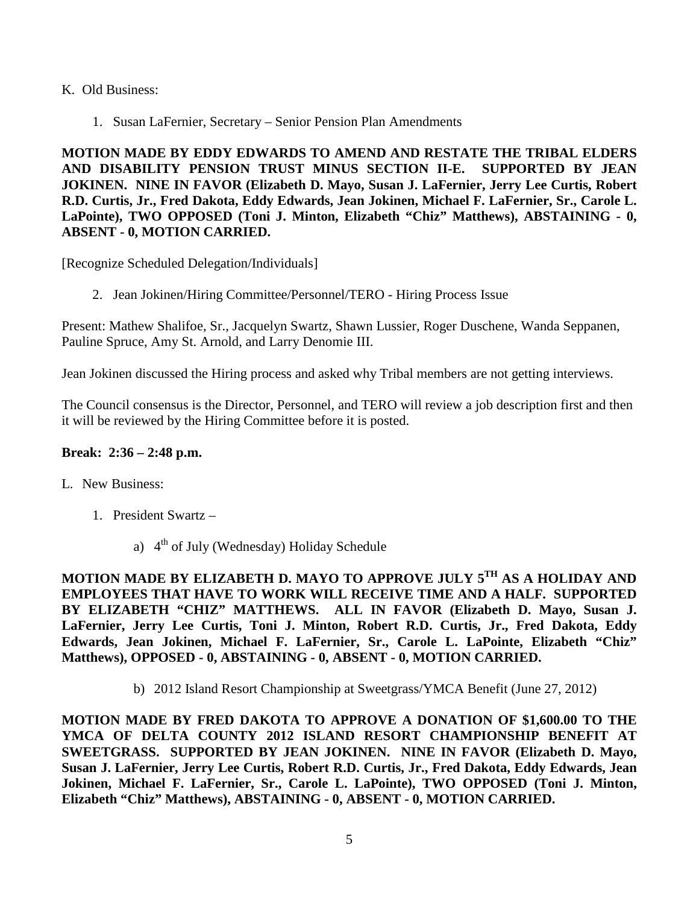K. Old Business:

1. Susan LaFernier, Secretary – Senior Pension Plan Amendments

**MOTION MADE BY EDDY EDWARDS TO AMEND AND RESTATE THE TRIBAL ELDERS AND DISABILITY PENSION TRUST MINUS SECTION II-E. SUPPORTED BY JEAN JOKINEN. NINE IN FAVOR (Elizabeth D. Mayo, Susan J. LaFernier, Jerry Lee Curtis, Robert R.D. Curtis, Jr., Fred Dakota, Eddy Edwards, Jean Jokinen, Michael F. LaFernier, Sr., Carole L. LaPointe), TWO OPPOSED (Toni J. Minton, Elizabeth "Chiz" Matthews), ABSTAINING - 0, ABSENT - 0, MOTION CARRIED.**

[Recognize Scheduled Delegation/Individuals]

2. Jean Jokinen/Hiring Committee/Personnel/TERO - Hiring Process Issue

Present: Mathew Shalifoe, Sr., Jacquelyn Swartz, Shawn Lussier, Roger Duschene, Wanda Seppanen, Pauline Spruce, Amy St. Arnold, and Larry Denomie III.

Jean Jokinen discussed the Hiring process and asked why Tribal members are not getting interviews.

The Council consensus is the Director, Personnel, and TERO will review a job description first and then it will be reviewed by the Hiring Committee before it is posted.

**Break: 2:36 – 2:48 p.m.**

L. New Business:

1. President Swartz –

   a) 4th of July (Wednesday) Holiday Schedule

**MOTION MADE BY ELIZABETH D. MAYO TO APPROVE JULY 5TH AS A HOLIDAY AND EMPLOYEES THAT HAVE TO WORK WILL RECEIVE TIME AND A HALF. SUPPORTED BY ELIZABETH "CHIZ" MATTHEWS. ALL IN FAVOR (Elizabeth D. Mayo, Susan J. LaFernier, Jerry Lee Curtis, Toni J. Minton, Robert R.D. Curtis, Jr., Fred Dakota, Eddy Edwards, Jean Jokinen, Michael F. LaFernier, Sr., Carole L. LaPointe, Elizabeth "Chiz" Matthews), OPPOSED - 0, ABSTAINING - 0, ABSENT - 0, MOTION CARRIED.**

   b) 2012 Island Resort Championship at Sweetgrass/YMCA Benefit (June 27, 2012)

**MOTION MADE BY FRED DAKOTA TO APPROVE A DONATION OF $1,600.00 TO THE YMCA OF DELTA COUNTY 2012 ISLAND RESORT CHAMPIONSHIP BENEFIT AT SWEETGRASS. SUPPORTED BY JEAN JOKINEN. NINE IN FAVOR (Elizabeth D. Mayo, Susan J. LaFernier, Jerry Lee Curtis, Robert R.D. Curtis, Jr., Fred Dakota, Eddy Edwards, Jean Jokinen, Michael F. LaFernier, Sr., Carole L. LaPointe), TWO OPPOSED (Toni J. Minton, Elizabeth "Chiz" Matthews), ABSTAINING - 0, ABSENT - 0, MOTION CARRIED.**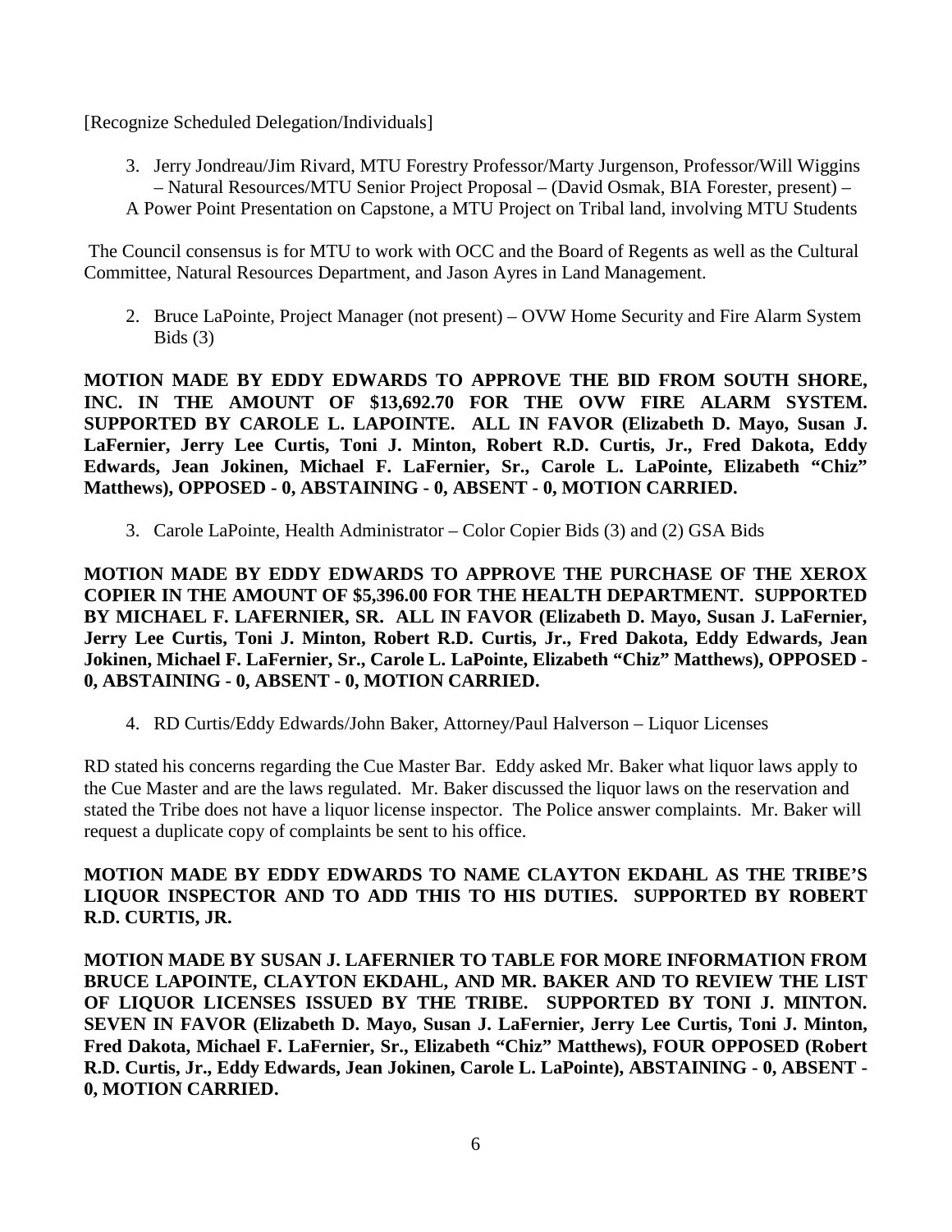[Recognize Scheduled Delegation/Individuals]

3. Jerry Jondreau/Jim Rivard, MTU Forestry Professor/Marty Jurgenson, Professor/Will Wiggins – Natural Resources/MTU Senior Project Proposal – (David Osmak, BIA Forester, present) –

A Power Point Presentation on Capstone, a MTU Project on Tribal land, involving MTU Students

The Council consensus is for MTU to work with OCC and the Board of Regents as well as the Cultural Committee, Natural Resources Department, and Jason Ayres in Land Management.

2. Bruce LaPointe, Project Manager (not present) – OVW Home Security and Fire Alarm System Bids (3)

**MOTION MADE BY EDDY EDWARDS TO APPROVE THE BID FROM SOUTH SHORE, INC. IN THE AMOUNT OF $13,692.70 FOR THE OVW FIRE ALARM SYSTEM. SUPPORTED BY CAROLE L. LAPOINTE. ALL IN FAVOR (Elizabeth D. Mayo, Susan J. LaFernier, Jerry Lee Curtis, Toni J. Minton, Robert R.D. Curtis, Jr., Fred Dakota, Eddy Edwards, Jean Jokinen, Michael F. LaFernier, Sr., Carole L. LaPointe, Elizabeth "Chiz" Matthews), OPPOSED - 0, ABSTAINING - 0, ABSENT - 0, MOTION CARRIED.**

3. Carole LaPointe, Health Administrator – Color Copier Bids (3) and (2) GSA Bids

**MOTION MADE BY EDDY EDWARDS TO APPROVE THE PURCHASE OF THE XEROX COPIER IN THE AMOUNT OF $5,396.00 FOR THE HEALTH DEPARTMENT. SUPPORTED BY MICHAEL F. LAFERNIER, SR. ALL IN FAVOR (Elizabeth D. Mayo, Susan J. LaFernier, Jerry Lee Curtis, Toni J. Minton, Robert R.D. Curtis, Jr., Fred Dakota, Eddy Edwards, Jean Jokinen, Michael F. LaFernier, Sr., Carole L. LaPointe, Elizabeth "Chiz" Matthews), OPPOSED - 0, ABSTAINING - 0, ABSENT - 0, MOTION CARRIED.**

4. RD Curtis/Eddy Edwards/John Baker, Attorney/Paul Halverson – Liquor Licenses

RD stated his concerns regarding the Cue Master Bar. Eddy asked Mr. Baker what liquor laws apply to the Cue Master and are the laws regulated. Mr. Baker discussed the liquor laws on the reservation and stated the Tribe does not have a liquor license inspector. The Police answer complaints. Mr. Baker will request a duplicate copy of complaints be sent to his office.

**MOTION MADE BY EDDY EDWARDS TO NAME CLAYTON EKDAHL AS THE TRIBE'S LIQUOR INSPECTOR AND TO ADD THIS TO HIS DUTIES. SUPPORTED BY ROBERT R.D. CURTIS, JR.**

**MOTION MADE BY SUSAN J. LAFERNIER TO TABLE FOR MORE INFORMATION FROM BRUCE LAPOINTE, CLAYTON EKDAHL, AND MR. BAKER AND TO REVIEW THE LIST OF LIQUOR LICENSES ISSUED BY THE TRIBE. SUPPORTED BY TONI J. MINTON. SEVEN IN FAVOR (Elizabeth D. Mayo, Susan J. LaFernier, Jerry Lee Curtis, Toni J. Minton, Fred Dakota, Michael F. LaFernier, Sr., Elizabeth "Chiz" Matthews), FOUR OPPOSED (Robert R.D. Curtis, Jr., Eddy Edwards, Jean Jokinen, Carole L. LaPointe), ABSTAINING - 0, ABSENT - 0, MOTION CARRIED.**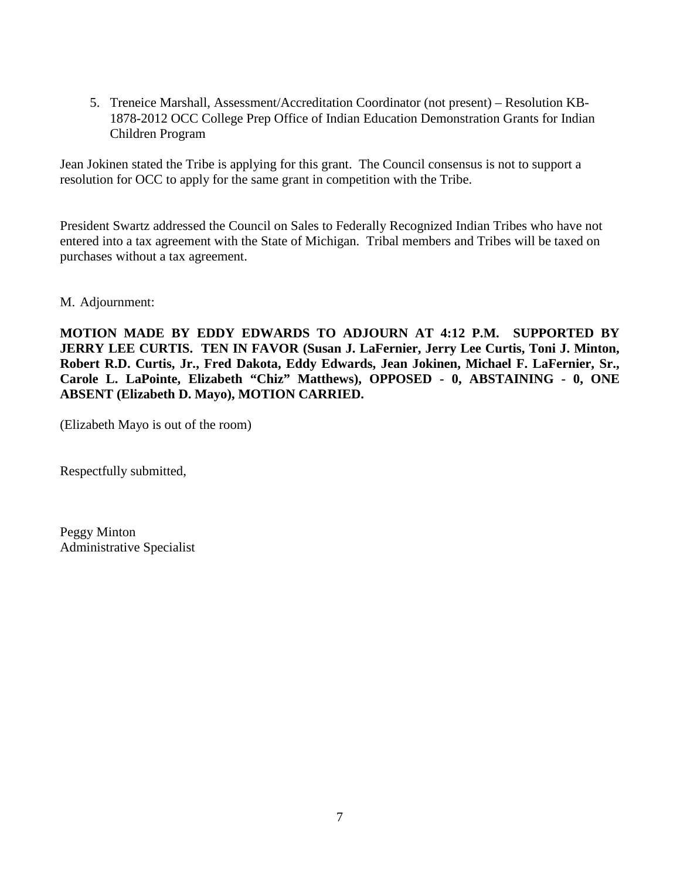5. Treneice Marshall, Assessment/Accreditation Coordinator (not present) – Resolution KB-1878-2012 OCC College Prep Office of Indian Education Demonstration Grants for Indian Children Program

Jean Jokinen stated the Tribe is applying for this grant. The Council consensus is not to support a resolution for OCC to apply for the same grant in competition with the Tribe.

President Swartz addressed the Council on Sales to Federally Recognized Indian Tribes who have not entered into a tax agreement with the State of Michigan. Tribal members and Tribes will be taxed on purchases without a tax agreement.

M. Adjournment:

**MOTION MADE BY EDDY EDWARDS TO ADJOURN AT 4:12 P.M. SUPPORTED BY JERRY LEE CURTIS. TEN IN FAVOR (Susan J. LaFernier, Jerry Lee Curtis, Toni J. Minton, Robert R.D. Curtis, Jr., Fred Dakota, Eddy Edwards, Jean Jokinen, Michael F. LaFernier, Sr., Carole L. LaPointe, Elizabeth "Chiz" Matthews), OPPOSED - 0, ABSTAINING - 0, ONE ABSENT (Elizabeth D. Mayo), MOTION CARRIED.**

(Elizabeth Mayo is out of the room)

Respectfully submitted,

Peggy Minton
Administrative Specialist